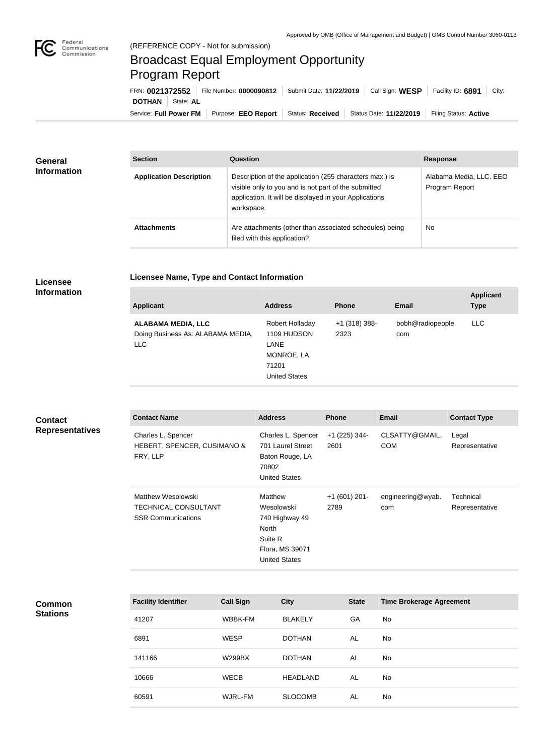Approved by OMB (Office of Management and Budget) | OMB Control Number 3060-0113

(REFERENCE COPY - Not for submission)

# Broadcast Equal Employment Opportunity Program Report

FRN: **0021372552** | File Number: **0000090812** | Submit Date: **11/22/2019** | Call Sign: **WESP** | Facility ID: **6891** | City: **DOTHAN** | State: **AL**

Service: **Full Power FM** | Purpose: **EEO Report** | Status: **Received** | Status Date: **11/22/2019** | Filing Status: **Active**

## General Information

| Section | Question | Response |
| --- | --- | --- |
| **Application Description** | Description of the application (255 characters max.) is visible only to you and is not part of the submitted application. It will be displayed in your Applications workspace. | Alabama Media, LLC. EEO Program Report |
| **Attachments** | Are attachments (other than associated schedules) being filed with this application? | No |

## Licensee Information

### Licensee Name, Type and Contact Information

| Applicant | Address | Phone | Email | Applicant Type |
| --- | --- | --- | --- | --- |
| **ALABAMA MEDIA, LLC** Doing Business As: ALABAMA MEDIA, LLC | Robert Holladay 1109 HUDSON LANE MONROE, LA 71201 United States | +1 (318) 388-2323 | bobh@radiopeople.com | LLC |

## Contact Representatives

| Contact Name | Address | Phone | Email | Contact Type |
| --- | --- | --- | --- | --- |
| Charles L. Spencer HEBERT, SPENCER, CUSIMANO & FRY, LLP | Charles L. Spencer 701 Laurel Street Baton Rouge, LA 70802 United States | +1 (225) 344-2601 | CLSATTY@GMAIL.COM | Legal Representative |
| Matthew Wesolowski TECHNICAL CONSULTANT SSR Communications | Matthew Wesolowski 740 Highway 49 North Suite R Flora, MS 39071 United States | +1 (601) 201-2789 | engineering@wyab.com | Technical Representative |

## Common Stations

| Facility Identifier | Call Sign | City | State | Time Brokerage Agreement |
| --- | --- | --- | --- | --- |
| 41207 | WBBK-FM | BLAKELY | GA | No |
| 6891 | WESP | DOTHAN | AL | No |
| 141166 | W299BX | DOTHAN | AL | No |
| 10666 | WECB | HEADLAND | AL | No |
| 60591 | WJRL-FM | SLOCOMB | AL | No |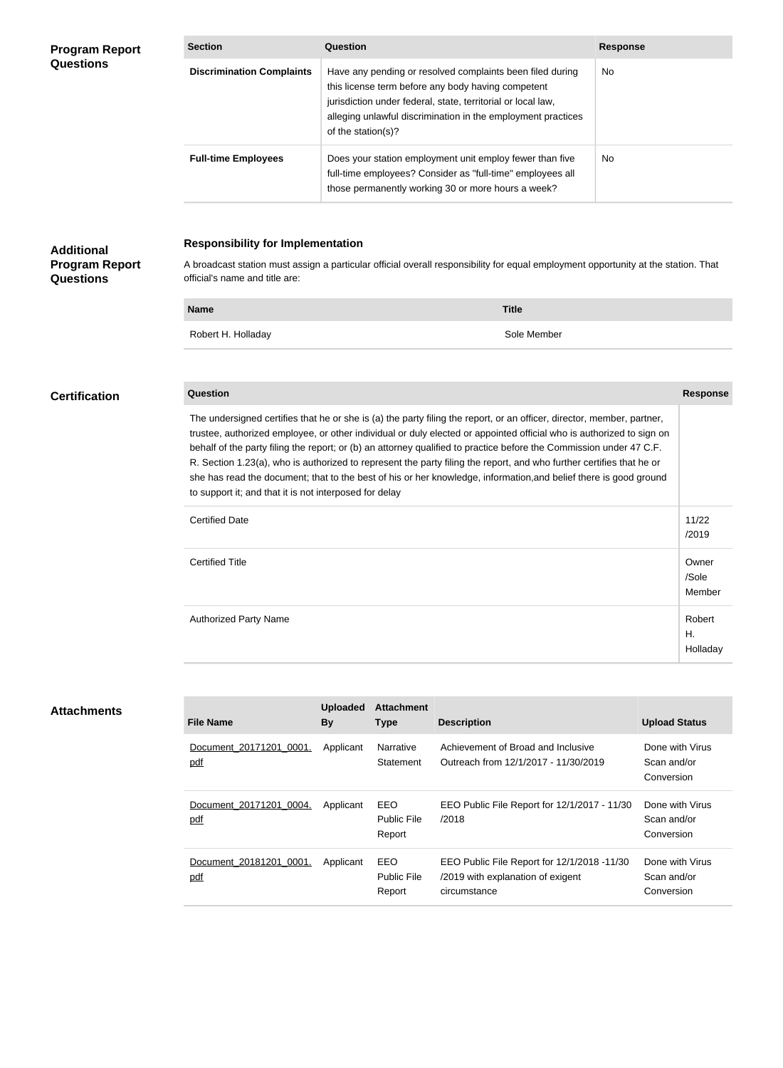## Program Report Questions

| Section | Question | Response |
| --- | --- | --- |
| **Discrimination Complaints** | Have any pending or resolved complaints been filed during this license term before any body having competent jurisdiction under federal, state, territorial or local law, alleging unlawful discrimination in the employment practices of the station(s)? | No |
| **Full-time Employees** | Does your station employment unit employ fewer than five full-time employees? Consider as "full-time" employees all those permanently working 30 or more hours a week? | No |

## Additional Program Report Questions

### Responsibility for Implementation

A broadcast station must assign a particular official overall responsibility for equal employment opportunity at the station. That official's name and title are:

| Name | Title |
| --- | --- |
| Robert H. Holladay | Sole Member |

## Certification

| Question | Response |
| --- | --- |
| The undersigned certifies that he or she is (a) the party filing the report, or an officer, director, member, partner, trustee, authorized employee, or other individual or duly elected or appointed official who is authorized to sign on behalf of the party filing the report; or (b) an attorney qualified to practice before the Commission under 47 C.F. R. Section 1.23(a), who is authorized to represent the party filing the report, and who further certifies that he or she has read the document; that to the best of his or her knowledge, information,and belief there is good ground to support it; and that it is not interposed for delay | |
| Certified Date | 11/22/2019 |
| Certified Title | Owner/Sole Member |
| Authorized Party Name | Robert H. Holladay |

## Attachments

| File Name | Uploaded By | Attachment Type | Description | Upload Status |
| --- | --- | --- | --- | --- |
| Document_20171201_0001.pdf | Applicant | Narrative Statement | Achievement of Broad and Inclusive Outreach from 12/1/2017 - 11/30/2019 | Done with Virus Scan and/or Conversion |
| Document_20171201_0004.pdf | Applicant | EEO Public File Report | EEO Public File Report for 12/1/2017 - 11/30/2018 | Done with Virus Scan and/or Conversion |
| Document_20181201_0001.pdf | Applicant | EEO Public File Report | EEO Public File Report for 12/1/2018 -11/30/2019 with explanation of exigent circumstance | Done with Virus Scan and/or Conversion |